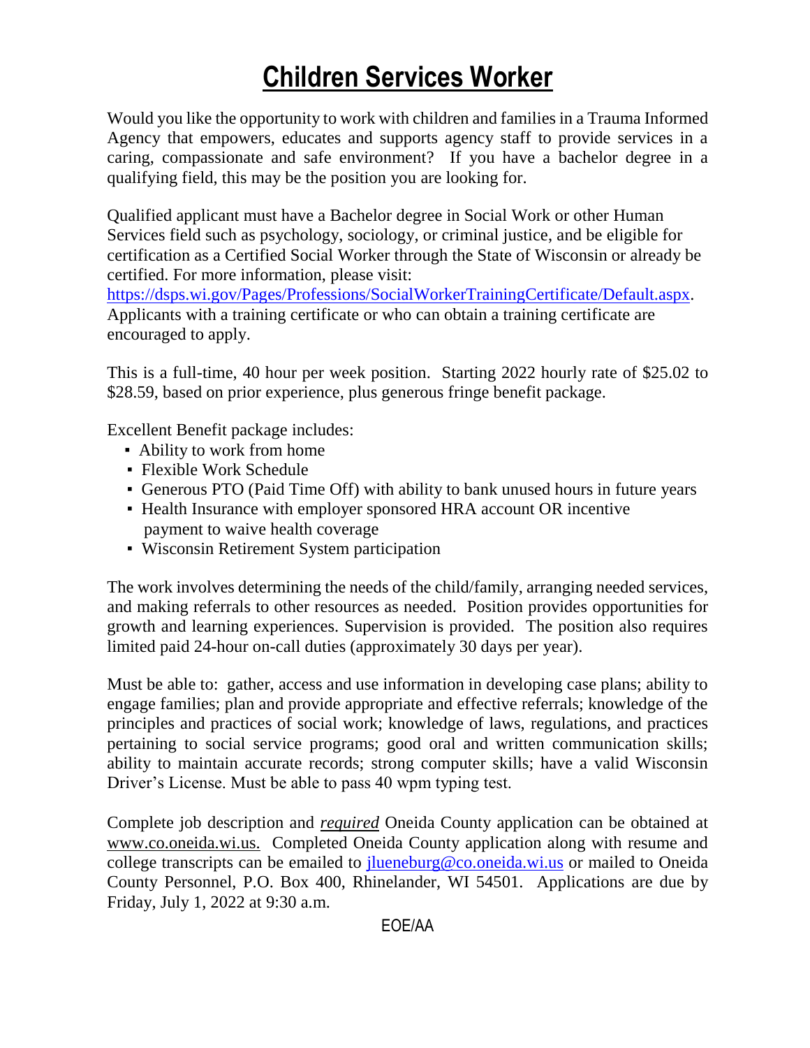# Children Services Worker

Would you like the opportunity to work with children and families in a Trauma Informed Agency that empowers, educates and supports agency staff to provide services in a caring, compassionate and safe environment? If you have a bachelor degree in a qualifying field, this may be the position you are looking for.

Qualified applicant must have a Bachelor degree in Social Work or other Human Services field such as psychology, sociology, or criminal justice, and be eligible for certification as a Certified Social Worker through the State of Wisconsin or already be certified. For more information, please visit: https://dsps.wi.gov/Pages/Professions/SocialWorkerTrainingCertificate/Default.aspx. Applicants with a training certificate or who can obtain a training certificate are encouraged to apply.

This is a full-time, 40 hour per week position. Starting 2022 hourly rate of $25.02 to $28.59, based on prior experience, plus generous fringe benefit package.

Excellent Benefit package includes:

- Ability to work from home
- Flexible Work Schedule
- Generous PTO (Paid Time Off) with ability to bank unused hours in future years
- Health Insurance with employer sponsored HRA account OR incentive payment to waive health coverage
- Wisconsin Retirement System participation

The work involves determining the needs of the child/family, arranging needed services, and making referrals to other resources as needed. Position provides opportunities for growth and learning experiences. Supervision is provided. The position also requires limited paid 24-hour on-call duties (approximately 30 days per year).

Must be able to: gather, access and use information in developing case plans; ability to engage families; plan and provide appropriate and effective referrals; knowledge of the principles and practices of social work; knowledge of laws, regulations, and practices pertaining to social service programs; good oral and written communication skills; ability to maintain accurate records; strong computer skills; have a valid Wisconsin Driver's License. Must be able to pass 40 wpm typing test.

Complete job description and ***required*** Oneida County application can be obtained at www.co.oneida.wi.us. Completed Oneida County application along with resume and college transcripts can be emailed to jlueneburg@co.oneida.wi.us or mailed to Oneida County Personnel, P.O. Box 400, Rhinelander, WI 54501. Applications are due by Friday, July 1, 2022 at 9:30 a.m.

EOE/AA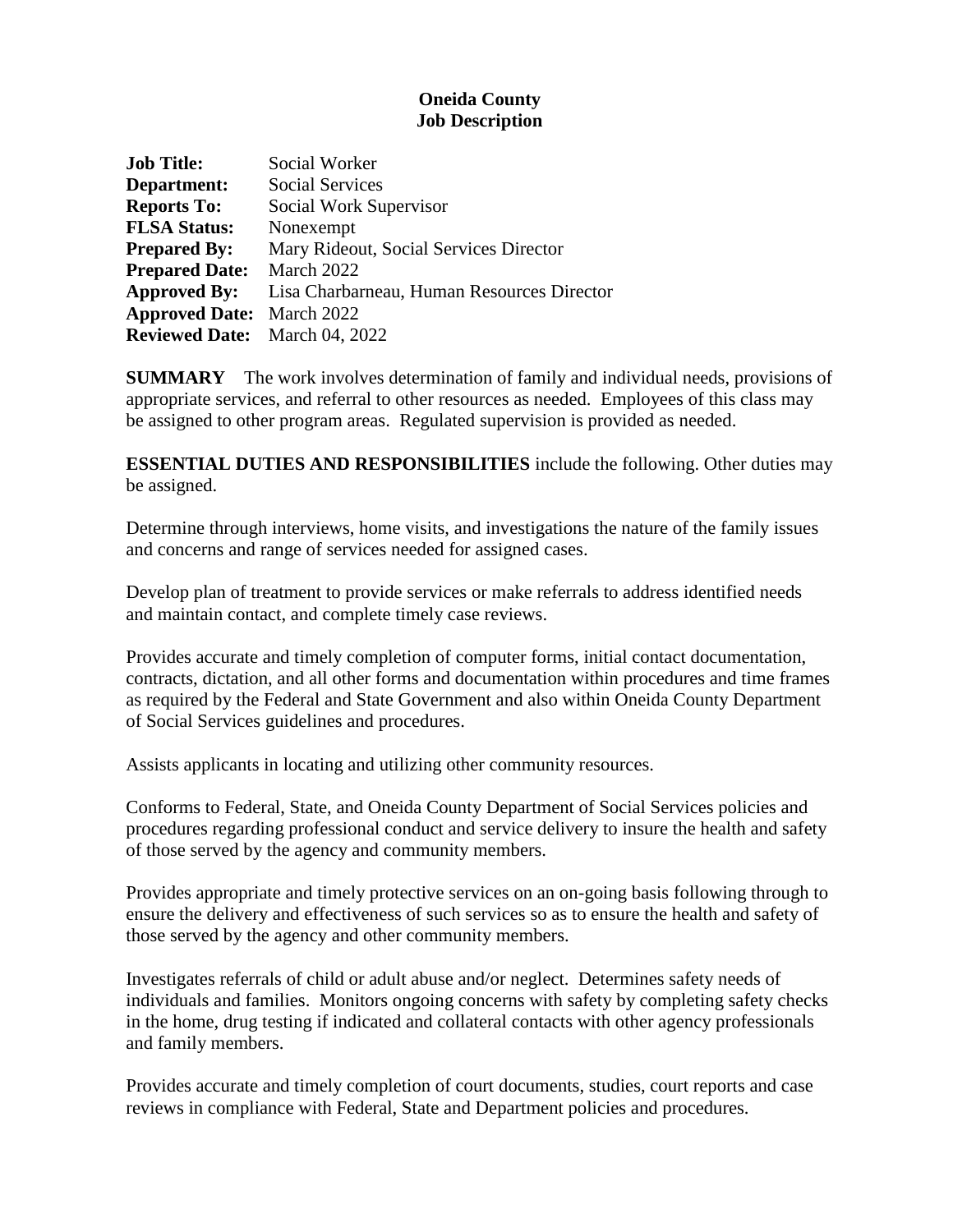**Oneida County**
**Job Description**

**Job Title:** Social Worker
**Department:** Social Services
**Reports To:** Social Work Supervisor
**FLSA Status:** Nonexempt
**Prepared By:** Mary Rideout, Social Services Director
**Prepared Date:** March 2022
**Approved By:** Lisa Charbarneau, Human Resources Director
**Approved Date:** March 2022
**Reviewed Date:** March 04, 2022

**SUMMARY** The work involves determination of family and individual needs, provisions of appropriate services, and referral to other resources as needed. Employees of this class may be assigned to other program areas. Regulated supervision is provided as needed.

**ESSENTIAL DUTIES AND RESPONSIBILITIES** include the following. Other duties may be assigned.

Determine through interviews, home visits, and investigations the nature of the family issues and concerns and range of services needed for assigned cases.

Develop plan of treatment to provide services or make referrals to address identified needs and maintain contact, and complete timely case reviews.

Provides accurate and timely completion of computer forms, initial contact documentation, contracts, dictation, and all other forms and documentation within procedures and time frames as required by the Federal and State Government and also within Oneida County Department of Social Services guidelines and procedures.

Assists applicants in locating and utilizing other community resources.

Conforms to Federal, State, and Oneida County Department of Social Services policies and procedures regarding professional conduct and service delivery to insure the health and safety of those served by the agency and community members.

Provides appropriate and timely protective services on an on-going basis following through to ensure the delivery and effectiveness of such services so as to ensure the health and safety of those served by the agency and other community members.

Investigates referrals of child or adult abuse and/or neglect. Determines safety needs of individuals and families. Monitors ongoing concerns with safety by completing safety checks in the home, drug testing if indicated and collateral contacts with other agency professionals and family members.

Provides accurate and timely completion of court documents, studies, court reports and case reviews in compliance with Federal, State and Department policies and procedures.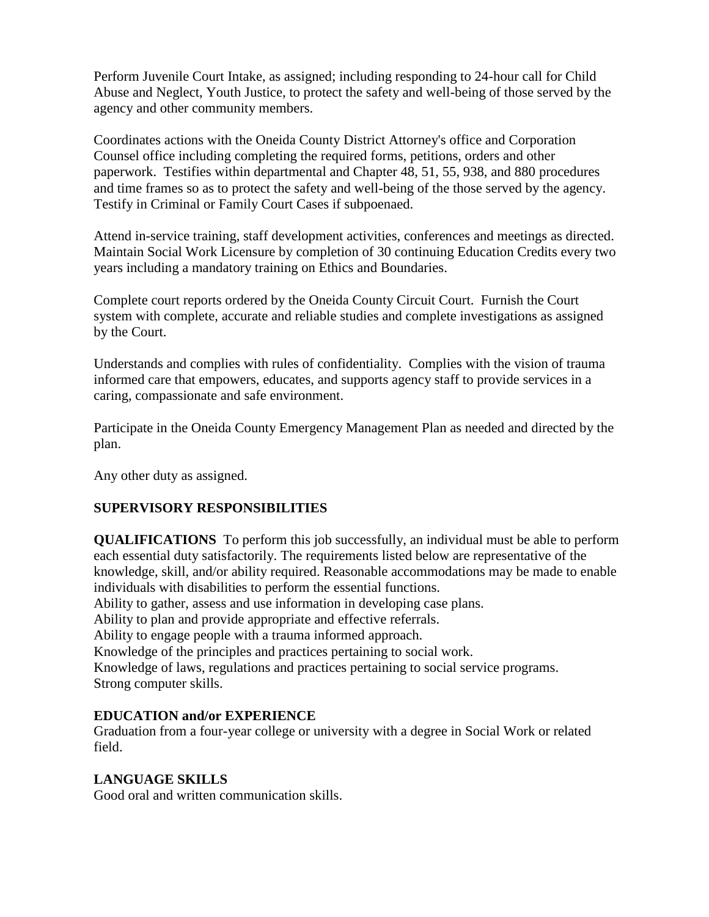Perform Juvenile Court Intake, as assigned; including responding to 24-hour call for Child Abuse and Neglect, Youth Justice, to protect the safety and well-being of those served by the agency and other community members.

Coordinates actions with the Oneida County District Attorney's office and Corporation Counsel office including completing the required forms, petitions, orders and other paperwork. Testifies within departmental and Chapter 48, 51, 55, 938, and 880 procedures and time frames so as to protect the safety and well-being of the those served by the agency. Testify in Criminal or Family Court Cases if subpoenaed.

Attend in-service training, staff development activities, conferences and meetings as directed. Maintain Social Work Licensure by completion of 30 continuing Education Credits every two years including a mandatory training on Ethics and Boundaries.

Complete court reports ordered by the Oneida County Circuit Court. Furnish the Court system with complete, accurate and reliable studies and complete investigations as assigned by the Court.

Understands and complies with rules of confidentiality. Complies with the vision of trauma informed care that empowers, educates, and supports agency staff to provide services in a caring, compassionate and safe environment.

Participate in the Oneida County Emergency Management Plan as needed and directed by the plan.

Any other duty as assigned.

**SUPERVISORY RESPONSIBILITIES**

**QUALIFICATIONS** To perform this job successfully, an individual must be able to perform each essential duty satisfactorily. The requirements listed below are representative of the knowledge, skill, and/or ability required. Reasonable accommodations may be made to enable individuals with disabilities to perform the essential functions.
Ability to gather, assess and use information in developing case plans.
Ability to plan and provide appropriate and effective referrals.
Ability to engage people with a trauma informed approach.
Knowledge of the principles and practices pertaining to social work.
Knowledge of laws, regulations and practices pertaining to social service programs.
Strong computer skills.

**EDUCATION and/or EXPERIENCE**
Graduation from a four-year college or university with a degree in Social Work or related field.

**LANGUAGE SKILLS**
Good oral and written communication skills.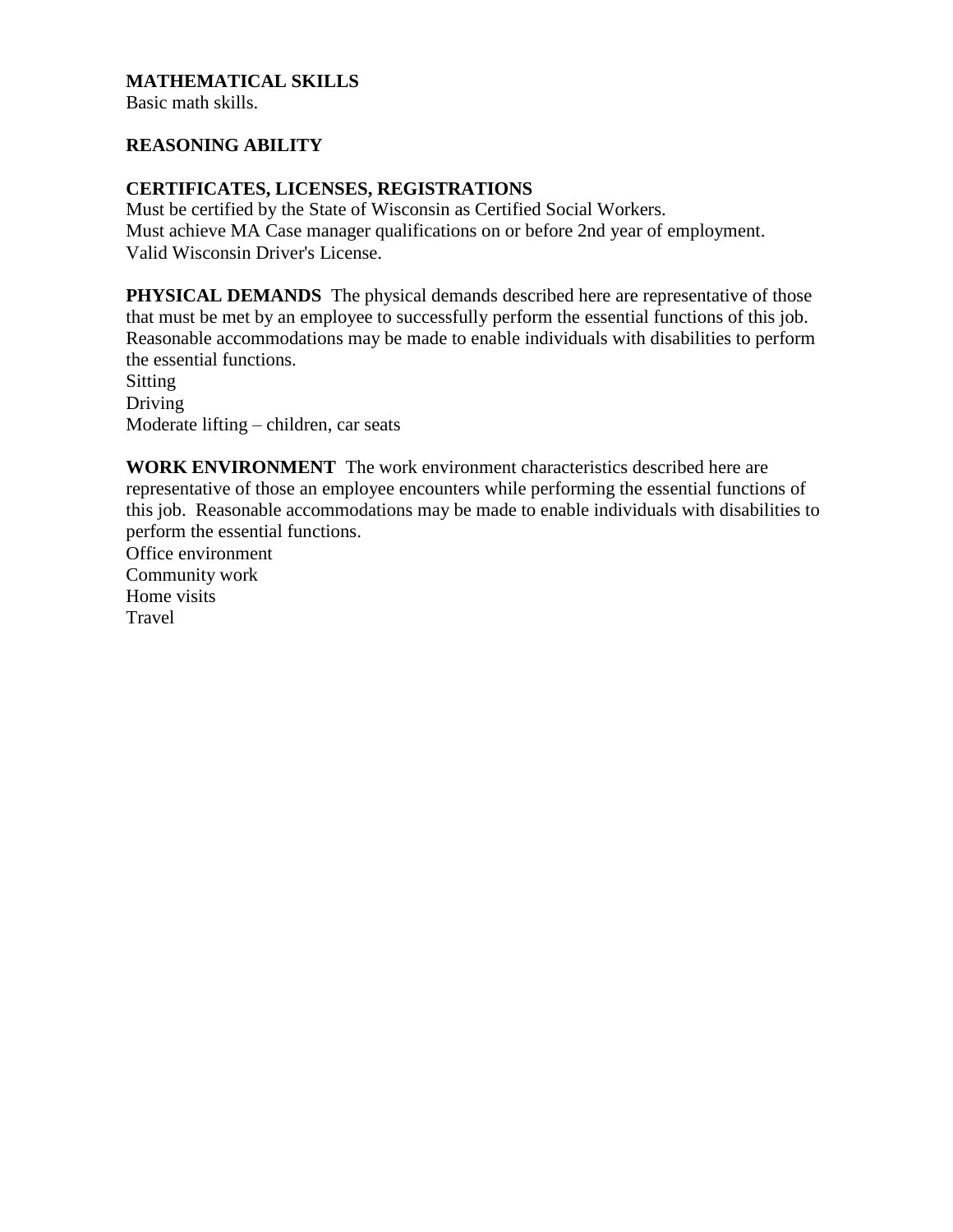**MATHEMATICAL SKILLS**
Basic math skills.

**REASONING ABILITY**

**CERTIFICATES, LICENSES, REGISTRATIONS**
Must be certified by the State of Wisconsin as Certified Social Workers.
Must achieve MA Case manager qualifications on or before 2nd year of employment.
Valid Wisconsin Driver's License.

**PHYSICAL DEMANDS** The physical demands described here are representative of those that must be met by an employee to successfully perform the essential functions of this job. Reasonable accommodations may be made to enable individuals with disabilities to perform the essential functions.
Sitting
Driving
Moderate lifting – children, car seats

**WORK ENVIRONMENT** The work environment characteristics described here are representative of those an employee encounters while performing the essential functions of this job. Reasonable accommodations may be made to enable individuals with disabilities to perform the essential functions.
Office environment
Community work
Home visits
Travel